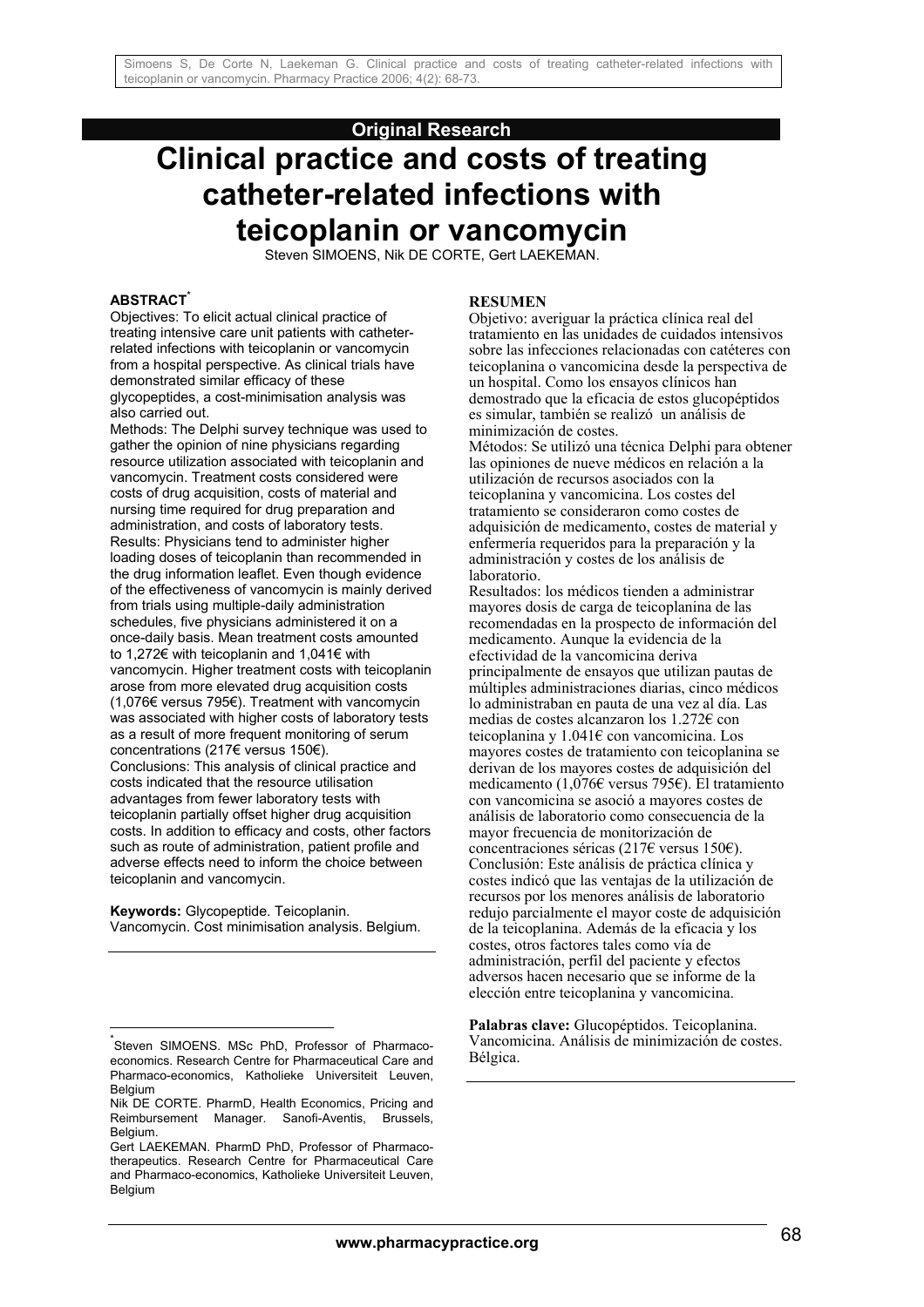Original Research

# Clinical practice and costs of treating catheter-related infections with teicoplanin or vancomycin

Steven SIMOENS, Nik DE CORTE, Gert LAEKEMAN.

**ABSTRACT***

Objectives: To elicit actual clinical practice of treating intensive care unit patients with catheter-related infections with teicoplanin or vancomycin from a hospital perspective. As clinical trials have demonstrated similar efficacy of these glycopeptides, a cost-minimisation analysis was also carried out.

Methods: The Delphi survey technique was used to gather the opinion of nine physicians regarding resource utilization associated with teicoplanin and vancomycin. Treatment costs considered were costs of drug acquisition, costs of material and nursing time required for drug preparation and administration, and costs of laboratory tests.

Results: Physicians tend to administer higher loading doses of teicoplanin than recommended in the drug information leaflet. Even though evidence of the effectiveness of vancomycin is mainly derived from trials using multiple-daily administration schedules, five physicians administered it on a once-daily basis. Mean treatment costs amounted to 1,272€ with teicoplanin and 1,041€ with vancomycin. Higher treatment costs with teicoplanin arose from more elevated drug acquisition costs (1,076€ versus 795€). Treatment with vancomycin was associated with higher costs of laboratory tests as a result of more frequent monitoring of serum concentrations (217€ versus 150€).

Conclusions: This analysis of clinical practice and costs indicated that the resource utilisation advantages from fewer laboratory tests with teicoplanin partially offset higher drug acquisition costs. In addition to efficacy and costs, other factors such as route of administration, patient profile and adverse effects need to inform the choice between teicoplanin and vancomycin.

**Keywords:** Glycopeptide. Teicoplanin. Vancomycin. Cost minimisation analysis. Belgium.

**RESUMEN**

Objetivo: averiguar la práctica clínica real del tratamiento en las unidades de cuidados intensivos sobre las infecciones relacionadas con catéteres con teicoplanina o vancomicina desde la perspectiva de un hospital. Como los ensayos clínicos han demostrado que la eficacia de estos glucopéptidos es simular, también se realizó un análisis de minimización de costes.

Métodos: Se utilizó una técnica Delphi para obtener las opiniones de nueve médicos en relación a la utilización de recursos asociados con la teicoplanina y vancomicina. Los costes del tratamiento se consideraron como costes de adquisición de medicamento, costes de material y enfermería requeridos para la preparación y la administración y costes de los análisis de laboratorio.

Resultados: los médicos tienden a administrar mayores dosis de carga de teicoplanina de las recomendadas en la prospecto de información del medicamento. Aunque la evidencia de la efectividad de la vancomicina deriva principalmente de ensayos que utilizan pautas de múltiples administraciones diarias, cinco médicos lo administraban en pauta de una vez al día. Las medias de costes alcanzaron los 1.272€ con teicoplanina y 1.041€ con vancomicina. Los mayores costes de tratamiento con teicoplanina se derivan de los mayores costes de adquisición del medicamento (1,076€ versus 795€). El tratamiento con vancomicina se asoció a mayores costes de análisis de laboratorio como consecuencia de la mayor frecuencia de monitorización de concentraciones séricas (217€ versus 150€).

Conclusión: Este análisis de práctica clínica y costes indicó que las ventajas de la utilización de recursos por los menores análisis de laboratorio redujo parcialmente el mayor coste de adquisición de la teicoplanina. Además de la eficacia y los costes, otros factores tales como vía de administración, perfil del paciente y efectos adversos hacen necesario que se informe de la elección entre teicoplanina y vancomicina.

**Palabras clave:** Glucopéptidos. Teicoplanina. Vancomicina. Análisis de minimización de costes. Bélgica.

---

* Steven SIMOENS. MSc PhD, Professor of Pharmaco-economics. Research Centre for Pharmaceutical Care and Pharmaco-economics, Katholieke Universiteit Leuven, Belgium

Nik DE CORTE. PharmD, Health Economics, Pricing and Reimbursement Manager. Sanofi-Aventis, Brussels, Belgium.

Gert LAEKEMAN. PharmD PhD, Professor of Pharmaco-therapeutics. Research Centre for Pharmaceutical Care and Pharmaco-economics, Katholieke Universiteit Leuven, Belgium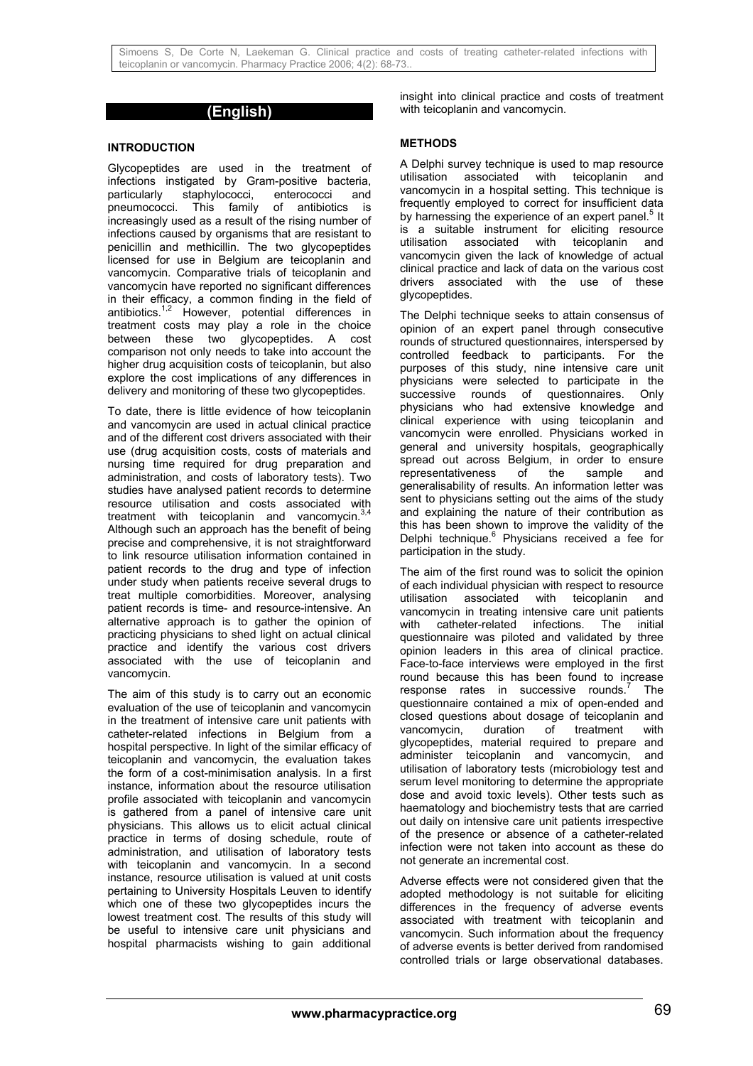## (English)

### INTRODUCTION

Glycopeptides are used in the treatment of infections instigated by Gram-positive bacteria, particularly staphylococci, enterococci and pneumococci. This family of antibiotics is increasingly used as a result of the rising number of infections caused by organisms that are resistant to penicillin and methicillin. The two glycopeptides licensed for use in Belgium are teicoplanin and vancomycin. Comparative trials of teicoplanin and vancomycin have reported no significant differences in their efficacy, a common finding in the field of antibiotics.[1,2] However, potential differences in treatment costs may play a role in the choice between these two glycopeptides. A cost comparison not only needs to take into account the higher drug acquisition costs of teicoplanin, but also explore the cost implications of any differences in delivery and monitoring of these two glycopeptides.

To date, there is little evidence of how teicoplanin and vancomycin are used in actual clinical practice and of the different cost drivers associated with their use (drug acquisition costs, costs of materials and nursing time required for drug preparation and administration, and costs of laboratory tests). Two studies have analysed patient records to determine resource utilisation and costs associated with treatment with teicoplanin and vancomycin.[3,4] Although such an approach has the benefit of being precise and comprehensive, it is not straightforward to link resource utilisation information contained in patient records to the drug and type of infection under study when patients receive several drugs to treat multiple comorbidities. Moreover, analysing patient records is time- and resource-intensive. An alternative approach is to gather the opinion of practicing physicians to shed light on actual clinical practice and identify the various cost drivers associated with the use of teicoplanin and vancomycin.

The aim of this study is to carry out an economic evaluation of the use of teicoplanin and vancomycin in the treatment of intensive care unit patients with catheter-related infections in Belgium from a hospital perspective. In light of the similar efficacy of teicoplanin and vancomycin, the evaluation takes the form of a cost-minimisation analysis. In a first instance, information about the resource utilisation profile associated with teicoplanin and vancomycin is gathered from a panel of intensive care unit physicians. This allows us to elicit actual clinical practice in terms of dosing schedule, route of administration, and utilisation of laboratory tests with teicoplanin and vancomycin. In a second instance, resource utilisation is valued at unit costs pertaining to University Hospitals Leuven to identify which one of these two glycopeptides incurs the lowest treatment cost. The results of this study will be useful to intensive care unit physicians and hospital pharmacists wishing to gain additional insight into clinical practice and costs of treatment with teicoplanin and vancomycin.

### METHODS

A Delphi survey technique is used to map resource utilisation associated with teicoplanin and vancomycin in a hospital setting. This technique is frequently employed to correct for insufficient data by harnessing the experience of an expert panel.[5] It is a suitable instrument for eliciting resource utilisation associated with teicoplanin and vancomycin given the lack of knowledge of actual clinical practice and lack of data on the various cost drivers associated with the use of these glycopeptides.

The Delphi technique seeks to attain consensus of opinion of an expert panel through consecutive rounds of structured questionnaires, interspersed by controlled feedback to participants. For the purposes of this study, nine intensive care unit physicians were selected to participate in the successive rounds of questionnaires. Only physicians who had extensive knowledge and clinical experience with using teicoplanin and vancomycin were enrolled. Physicians worked in general and university hospitals, geographically spread out across Belgium, in order to ensure representativeness of the sample and generalisability of results. An information letter was sent to physicians setting out the aims of the study and explaining the nature of their contribution as this has been shown to improve the validity of the Delphi technique.[6] Physicians received a fee for participation in the study.

The aim of the first round was to solicit the opinion of each individual physician with respect to resource utilisation associated with teicoplanin and vancomycin in treating intensive care unit patients with catheter-related infections. The initial questionnaire was piloted and validated by three opinion leaders in this area of clinical practice. Face-to-face interviews were employed in the first round because this has been found to increase response rates in successive rounds.[7] The questionnaire contained a mix of open-ended and closed questions about dosage of teicoplanin and vancomycin, duration of treatment with glycopeptides, material required to prepare and administer teicoplanin and vancomycin, and utilisation of laboratory tests (microbiology test and serum level monitoring to determine the appropriate dose and avoid toxic levels). Other tests such as haematology and biochemistry tests that are carried out daily on intensive care unit patients irrespective of the presence or absence of a catheter-related infection were not taken into account as these do not generate an incremental cost.

Adverse effects were not considered given that the adopted methodology is not suitable for eliciting differences in the frequency of adverse events associated with treatment with teicoplanin and vancomycin. Such information about the frequency of adverse events is better derived from randomised controlled trials or large observational databases.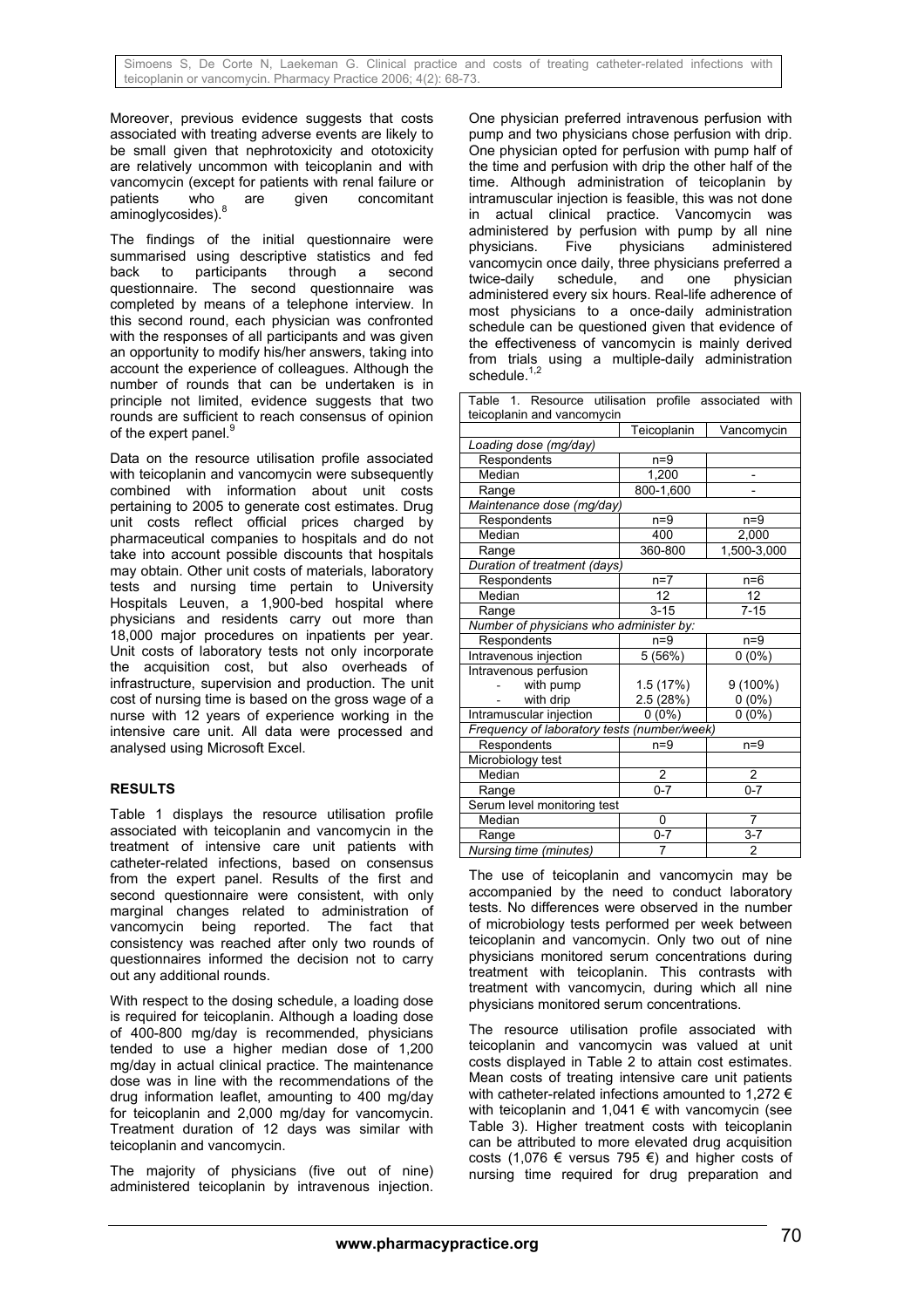Moreover, previous evidence suggests that costs associated with treating adverse events are likely to be small given that nephrotoxicity and ototoxicity are relatively uncommon with teicoplanin and with vancomycin (except for patients with renal failure or patients who are given concomitant aminoglycosides).[8]

The findings of the initial questionnaire were summarised using descriptive statistics and fed back to participants through a second questionnaire. The second questionnaire was completed by means of a telephone interview. In this second round, each physician was confronted with the responses of all participants and was given an opportunity to modify his/her answers, taking into account the experience of colleagues. Although the number of rounds that can be undertaken is in principle not limited, evidence suggests that two rounds are sufficient to reach consensus of opinion of the expert panel.[9]

Data on the resource utilisation profile associated with teicoplanin and vancomycin were subsequently combined with information about unit costs pertaining to 2005 to generate cost estimates. Drug unit costs reflect official prices charged by pharmaceutical companies to hospitals and do not take into account possible discounts that hospitals may obtain. Other unit costs of materials, laboratory tests and nursing time pertain to University Hospitals Leuven, a 1,900-bed hospital where physicians and residents carry out more than 18,000 major procedures on inpatients per year. Unit costs of laboratory tests not only incorporate the acquisition cost, but also overheads of infrastructure, supervision and production. The unit cost of nursing time is based on the gross wage of a nurse with 12 years of experience working in the intensive care unit. All data were processed and analysed using Microsoft Excel.

## RESULTS

Table 1 displays the resource utilisation profile associated with teicoplanin and vancomycin in the treatment of intensive care unit patients with catheter-related infections, based on consensus from the expert panel. Results of the first and second questionnaire were consistent, with only marginal changes related to administration of vancomycin being reported. The fact that consistency was reached after only two rounds of questionnaires informed the decision not to carry out any additional rounds.

With respect to the dosing schedule, a loading dose is required for teicoplanin. Although a loading dose of 400-800 mg/day is recommended, physicians tended to use a higher median dose of 1,200 mg/day in actual clinical practice. The maintenance dose was in line with the recommendations of the drug information leaflet, amounting to 400 mg/day for teicoplanin and 2,000 mg/day for vancomycin. Treatment duration of 12 days was similar with teicoplanin and vancomycin.

The majority of physicians (five out of nine) administered teicoplanin by intravenous injection. One physician preferred intravenous perfusion with pump and two physicians chose perfusion with drip. One physician opted for perfusion with pump half of the time and perfusion with drip the other half of the time. Although administration of teicoplanin by intramuscular injection is feasible, this was not done in actual clinical practice. Vancomycin was administered by perfusion with pump by all nine physicians. Five physicians administered vancomycin once daily, three physicians preferred a twice-daily schedule, and one physician administered every six hours. Real-life adherence of most physicians to a once-daily administration schedule can be questioned given that evidence of the effectiveness of vancomycin is mainly derived from trials using a multiple-daily administration schedule.[1,2]

Table 1. Resource utilisation profile associated with teicoplanin and vancomycin

| | Teicoplanin | Vancomycin |
|---|---|---|
| *Loading dose (mg/day)* | | |
| Respondents | n=9 | |
| Median | 1,200 | - |
| Range | 800-1,600 | - |
| *Maintenance dose (mg/day)* | | |
| Respondents | n=9 | n=9 |
| Median | 400 | 2,000 |
| Range | 360-800 | 1,500-3,000 |
| *Duration of treatment (days)* | | |
| Respondents | n=7 | n=6 |
| Median | 12 | 12 |
| Range | 3-15 | 7-15 |
| *Number of physicians who administer by:* | | |
| Respondents | n=9 | n=9 |
| Intravenous injection | 5 (56%) | 0 (0%) |
| Intravenous perfusion | | |
| - with pump | 1.5 (17%) | 9 (100%) |
| - with drip | 2.5 (28%) | 0 (0%) |
| Intramuscular injection | 0 (0%) | 0 (0%) |
| *Frequency of laboratory tests (number/week)* | | |
| Respondents | n=9 | n=9 |
| Microbiology test | | |
| Median | 2 | 2 |
| Range | 0-7 | 0-7 |
| Serum level monitoring test | | |
| Median | 0 | 7 |
| Range | 0-7 | 3-7 |
| *Nursing time (minutes)* | 7 | 2 |

The use of teicoplanin and vancomycin may be accompanied by the need to conduct laboratory tests. No differences were observed in the number of microbiology tests performed per week between teicoplanin and vancomycin. Only two out of nine physicians monitored serum concentrations during treatment with teicoplanin. This contrasts with treatment with vancomycin, during which all nine physicians monitored serum concentrations.

The resource utilisation profile associated with teicoplanin and vancomycin was valued at unit costs displayed in Table 2 to attain cost estimates. Mean costs of treating intensive care unit patients with catheter-related infections amounted to 1,272 € with teicoplanin and 1,041 € with vancomycin (see Table 3). Higher treatment costs with teicoplanin can be attributed to more elevated drug acquisition costs (1,076 € versus 795 €) and higher costs of nursing time required for drug preparation and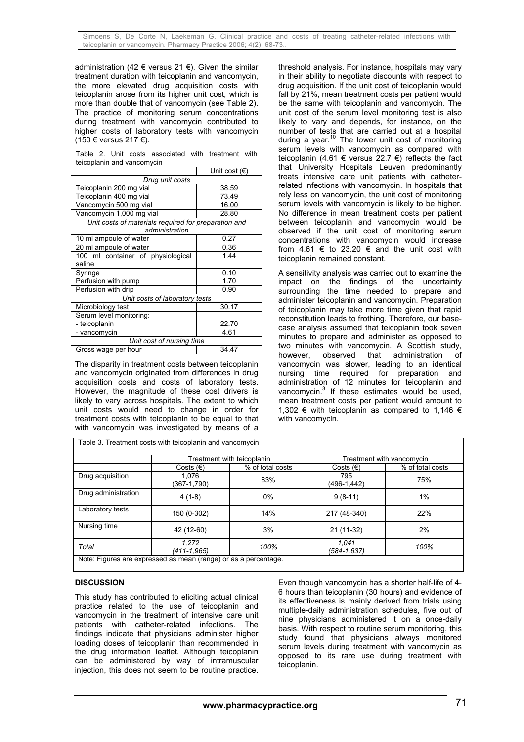administration (42 € versus 21 €). Given the similar treatment duration with teicoplanin and vancomycin, the more elevated drug acquisition costs with teicoplanin arose from its higher unit cost, which is more than double that of vancomycin (see Table 2). The practice of monitoring serum concentrations during treatment with vancomycin contributed to higher costs of laboratory tests with vancomycin (150 € versus 217 €).

Table 2. Unit costs associated with treatment with teicoplanin and vancomycin

| | Unit cost (€) |
|---|---|
| *Drug unit costs* | |
| Teicoplanin 200 mg vial | 38.59 |
| Teicoplanin 400 mg vial | 73.49 |
| Vancomycin 500 mg vial | 16.00 |
| Vancomycin 1,000 mg vial | 28.80 |
| *Unit costs of materials required for preparation and administration* | |
| 10 ml ampoule of water | 0.27 |
| 20 ml ampoule of water | 0.36 |
| 100 ml container of physiological saline | 1.44 |
| Syringe | 0.10 |
| Perfusion with pump | 1.70 |
| Perfusion with drip | 0.90 |
| *Unit costs of laboratory tests* | |
| Microbiology test | 30.17 |
| Serum level monitoring: | |
| - teicoplanin | 22.70 |
| - vancomycin | 4.61 |
| *Unit cost of nursing time* | |
| Gross wage per hour | 34.47 |

The disparity in treatment costs between teicoplanin and vancomycin originated from differences in drug acquisition costs and costs of laboratory tests. However, the magnitude of these cost drivers is likely to vary across hospitals. The extent to which unit costs would need to change in order for treatment costs with teicoplanin to be equal to that with vancomycin was investigated by means of a threshold analysis. For instance, hospitals may vary in their ability to negotiate discounts with respect to drug acquisition. If the unit cost of teicoplanin would fall by 21%, mean treatment costs per patient would be the same with teicoplanin and vancomycin. The unit cost of the serum level monitoring test is also likely to vary and depends, for instance, on the number of tests that are carried out at a hospital during a year.[10] The lower unit cost of monitoring serum levels with vancomycin as compared with teicoplanin (4.61 € versus 22.7 €) reflects the fact that University Hospitals Leuven predominantly treats intensive care unit patients with catheter-related infections with vancomycin. In hospitals that rely less on vancomycin, the unit cost of monitoring serum levels with vancomycin is likely to be higher. No difference in mean treatment costs per patient between teicoplanin and vancomycin would be observed if the unit cost of monitoring serum concentrations with vancomycin would increase from 4.61 € to 23.20 € and the unit cost with teicoplanin remained constant.

A sensitivity analysis was carried out to examine the impact on the findings of the uncertainty surrounding the time needed to prepare and administer teicoplanin and vancomycin. Preparation of teicoplanin may take more time given that rapid reconstitution leads to frothing. Therefore, our base-case analysis assumed that teicoplanin took seven minutes to prepare and administer as opposed to two minutes with vancomycin. A Scottish study, however, observed that administration of vancomycin was slower, leading to an identical nursing time required for preparation and administration of 12 minutes for teicoplanin and vancomycin.[3] If these estimates would be used, mean treatment costs per patient would amount to 1,302 € with teicoplanin as compared to 1,146 € with vancomycin.

Table 3. Treatment costs with teicoplanin and vancomycin

| | Treatment with teicoplanin | | Treatment with vancomycin | |
|---|---|---|---|---|
| | Costs (€) | % of total costs | Costs (€) | % of total costs |
| Drug acquisition | 1,076 (367-1,790) | 83% | 795 (496-1,442) | 75% |
| Drug administration | 4 (1-8) | 0% | 9 (8-11) | 1% |
| Laboratory tests | 150 (0-302) | 14% | 217 (48-340) | 22% |
| Nursing time | 42 (12-60) | 3% | 21 (11-32) | 2% |
| *Total* | *1,272 (411-1,965)* | *100%* | *1,041 (584-1,637)* | *100%* |

Note: Figures are expressed as mean (range) or as a percentage.

## DISCUSSION

This study has contributed to eliciting actual clinical practice related to the use of teicoplanin and vancomycin in the treatment of intensive care unit patients with catheter-related infections. The findings indicate that physicians administer higher loading doses of teicoplanin than recommended in the drug information leaflet. Although teicoplanin can be administered by way of intramuscular injection, this does not seem to be routine practice. Even though vancomycin has a shorter half-life of 4-6 hours than teicoplanin (30 hours) and evidence of its effectiveness is mainly derived from trials using multiple-daily administration schedules, five out of nine physicians administered it on a once-daily basis. With respect to routine serum monitoring, this study found that physicians always monitored serum levels during treatment with vancomycin as opposed to its rare use during treatment with teicoplanin.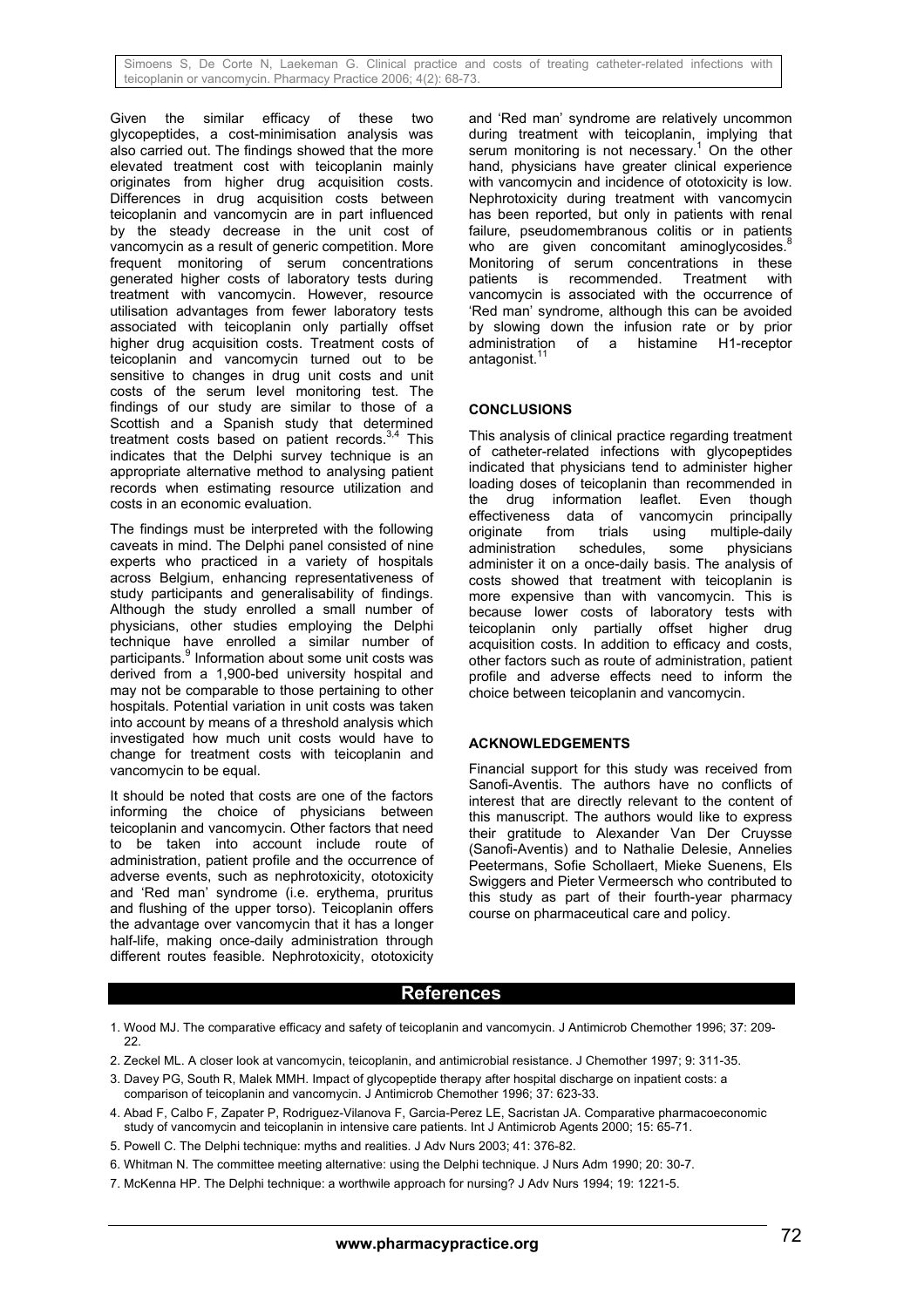Given the similar efficacy of these two glycopeptides, a cost-minimisation analysis was also carried out. The findings showed that the more elevated treatment cost with teicoplanin mainly originates from higher drug acquisition costs. Differences in drug acquisition costs between teicoplanin and vancomycin are in part influenced by the steady decrease in the unit cost of vancomycin as a result of generic competition. More frequent monitoring of serum concentrations generated higher costs of laboratory tests during treatment with vancomycin. However, resource utilisation advantages from fewer laboratory tests associated with teicoplanin only partially offset higher drug acquisition costs. Treatment costs of teicoplanin and vancomycin turned out to be sensitive to changes in drug unit costs and unit costs of the serum level monitoring test. The findings of our study are similar to those of a Scottish and a Spanish study that determined treatment costs based on patient records.[3,4] This indicates that the Delphi survey technique is an appropriate alternative method to analysing patient records when estimating resource utilization and costs in an economic evaluation.

The findings must be interpreted with the following caveats in mind. The Delphi panel consisted of nine experts who practiced in a variety of hospitals across Belgium, enhancing representativeness of study participants and generalisability of findings. Although the study enrolled a small number of physicians, other studies employing the Delphi technique have enrolled a similar number of participants.[9] Information about some unit costs was derived from a 1,900-bed university hospital and may not be comparable to those pertaining to other hospitals. Potential variation in unit costs was taken into account by means of a threshold analysis which investigated how much unit costs would have to change for treatment costs with teicoplanin and vancomycin to be equal.

It should be noted that costs are one of the factors informing the choice of physicians between teicoplanin and vancomycin. Other factors that need to be taken into account include route of administration, patient profile and the occurrence of adverse events, such as nephrotoxicity, ototoxicity and 'Red man' syndrome (i.e. erythema, pruritus and flushing of the upper torso). Teicoplanin offers the advantage over vancomycin that it has a longer half-life, making once-daily administration through different routes feasible. Nephrotoxicity, ototoxicity and 'Red man' syndrome are relatively uncommon during treatment with teicoplanin, implying that serum monitoring is not necessary.[1] On the other hand, physicians have greater clinical experience with vancomycin and incidence of ototoxicity is low. Nephrotoxicity during treatment with vancomycin has been reported, but only in patients with renal failure, pseudomembranous colitis or in patients who are given concomitant aminoglycosides.[8] Monitoring of serum concentrations in these patients is recommended. Treatment with vancomycin is associated with the occurrence of 'Red man' syndrome, although this can be avoided by slowing down the infusion rate or by prior administration of a histamine H1-receptor antagonist.[11]

## CONCLUSIONS

This analysis of clinical practice regarding treatment of catheter-related infections with glycopeptides indicated that physicians tend to administer higher loading doses of teicoplanin than recommended in the drug information leaflet. Even though effectiveness data of vancomycin principally originate from trials using multiple-daily administration schedules, some physicians administer it on a once-daily basis. The analysis of costs showed that treatment with teicoplanin is more expensive than with vancomycin. This is because lower costs of laboratory tests with teicoplanin only partially offset higher drug acquisition costs. In addition to efficacy and costs, other factors such as route of administration, patient profile and adverse effects need to inform the choice between teicoplanin and vancomycin.

## ACKNOWLEDGEMENTS

Financial support for this study was received from Sanofi-Aventis. The authors have no conflicts of interest that are directly relevant to the content of this manuscript. The authors would like to express their gratitude to Alexander Van Der Cruysse (Sanofi-Aventis) and to Nathalie Delesie, Annelies Peetermans, Sofie Schollaert, Mieke Suenens, Els Swiggers and Pieter Vermeersch who contributed to this study as part of their fourth-year pharmacy course on pharmaceutical care and policy.

## References

1. Wood MJ. The comparative efficacy and safety of teicoplanin and vancomycin. J Antimicrob Chemother 1996; 37: 209-22.
2. Zeckel ML. A closer look at vancomycin, teicoplanin, and antimicrobial resistance. J Chemother 1997; 9: 311-35.
3. Davey PG, South R, Malek MMH. Impact of glycopeptide therapy after hospital discharge on inpatient costs: a comparison of teicoplanin and vancomycin. J Antimicrob Chemother 1996; 37: 623-33.
4. Abad F, Calbo F, Zapater P, Rodriguez-Vilanova F, Garcia-Perez LE, Sacristan JA. Comparative pharmacoeconomic study of vancomycin and teicoplanin in intensive care patients. Int J Antimicrob Agents 2000; 15: 65-71.
5. Powell C. The Delphi technique: myths and realities. J Adv Nurs 2003; 41: 376-82.
6. Whitman N. The committee meeting alternative: using the Delphi technique. J Nurs Adm 1990; 20: 30-7.
7. McKenna HP. The Delphi technique: a worthwile approach for nursing? J Adv Nurs 1994; 19: 1221-5.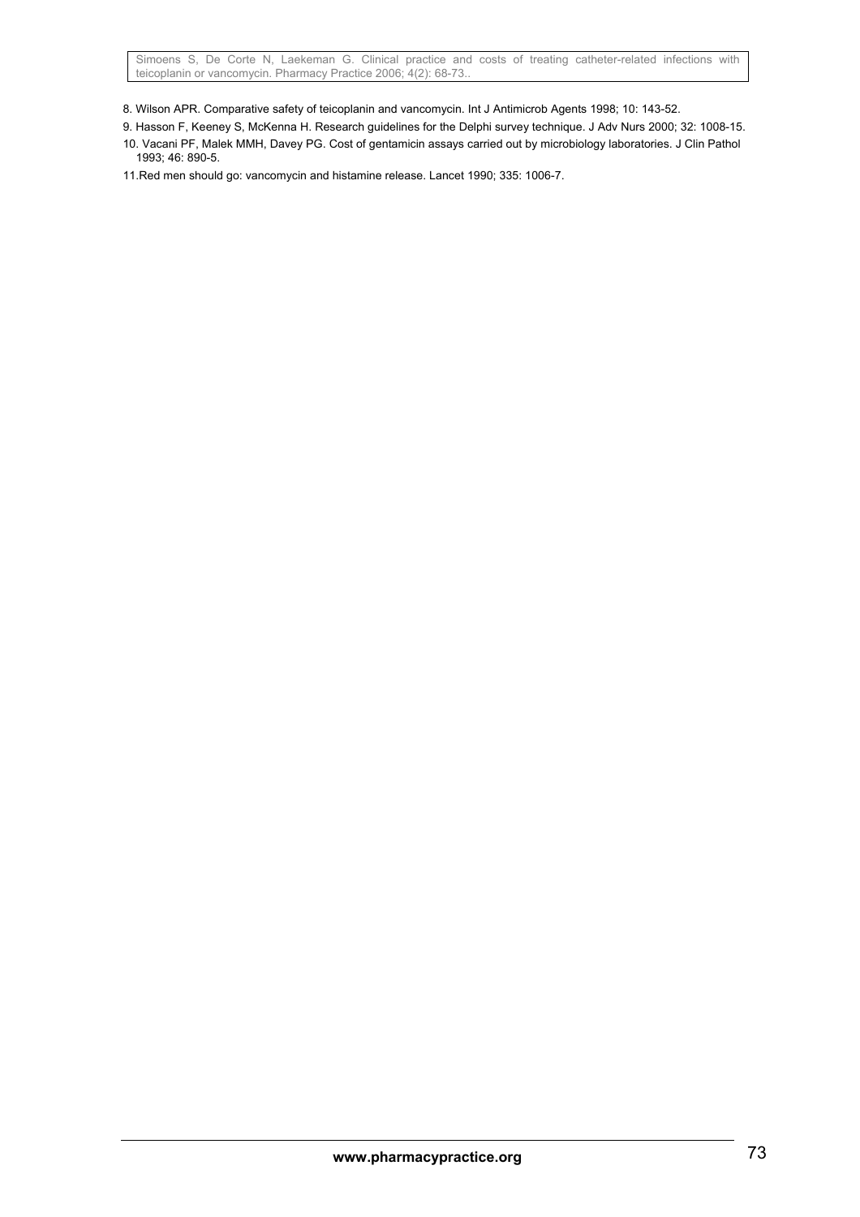8. Wilson APR. Comparative safety of teicoplanin and vancomycin. Int J Antimicrob Agents 1998; 10: 143-52.
9. Hasson F, Keeney S, McKenna H. Research guidelines for the Delphi survey technique. J Adv Nurs 2000; 32: 1008-15.
10. Vacani PF, Malek MMH, Davey PG. Cost of gentamicin assays carried out by microbiology laboratories. J Clin Pathol 1993; 46: 890-5.
11. Red men should go: vancomycin and histamine release. Lancet 1990; 335: 1006-7.